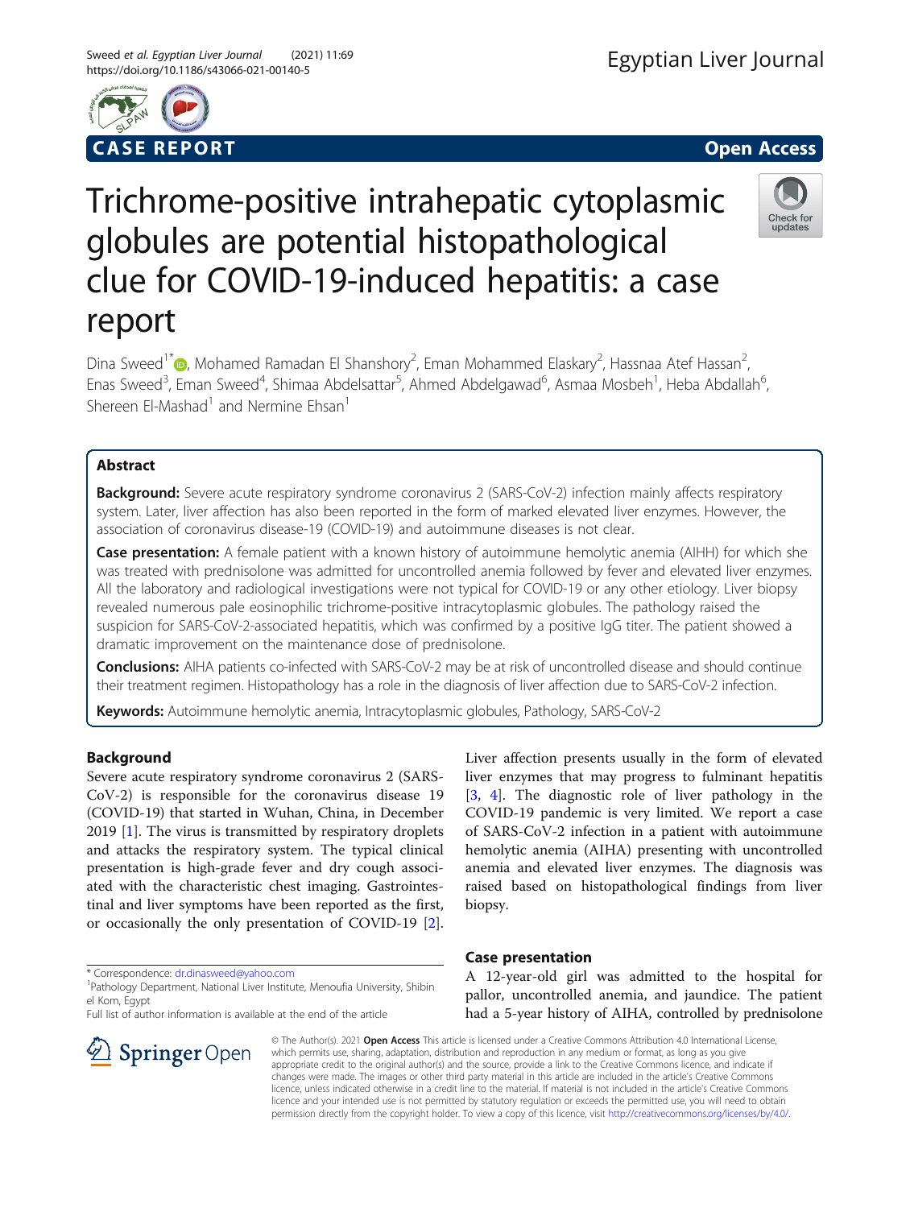CASE REPORT

Open Access

# Trichrome-positive intrahepatic cytoplasmic globules are potential histopathological clue for COVID-19-induced hepatitis: a case report

Dina Sweed[1*], Mohamed Ramadan El Shanshory[2], Eman Mohammed Elaskary[2], Hassnaa Atef Hassan[2], Enas Sweed[3], Eman Sweed[4], Shimaa Abdelsattar[5], Ahmed Abdelgawad[6], Asmaa Mosbeh[1], Heba Abdallah[6], Shereen El-Mashad[1] and Nermine Ehsan[1]

## Abstract

**Background:** Severe acute respiratory syndrome coronavirus 2 (SARS-CoV-2) infection mainly affects respiratory system. Later, liver affection has also been reported in the form of marked elevated liver enzymes. However, the association of coronavirus disease-19 (COVID-19) and autoimmune diseases is not clear.

**Case presentation:** A female patient with a known history of autoimmune hemolytic anemia (AIHH) for which she was treated with prednisolone was admitted for uncontrolled anemia followed by fever and elevated liver enzymes. All the laboratory and radiological investigations were not typical for COVID-19 or any other etiology. Liver biopsy revealed numerous pale eosinophilic trichrome-positive intracytoplasmic globules. The pathology raised the suspicion for SARS-CoV-2-associated hepatitis, which was confirmed by a positive IgG titer. The patient showed a dramatic improvement on the maintenance dose of prednisolone.

**Conclusions:** AIHA patients co-infected with SARS-CoV-2 may be at risk of uncontrolled disease and should continue their treatment regimen. Histopathology has a role in the diagnosis of liver affection due to SARS-CoV-2 infection.

**Keywords:** Autoimmune hemolytic anemia, Intracytoplasmic globules, Pathology, SARS-CoV-2

## Background

Severe acute respiratory syndrome coronavirus 2 (SARS-CoV-2) is responsible for the coronavirus disease 19 (COVID-19) that started in Wuhan, China, in December 2019 [1]. The virus is transmitted by respiratory droplets and attacks the respiratory system. The typical clinical presentation is high-grade fever and dry cough associated with the characteristic chest imaging. Gastrointestinal and liver symptoms have been reported as the first, or occasionally the only presentation of COVID-19 [2]. Liver affection presents usually in the form of elevated liver enzymes that may progress to fulminant hepatitis [3, 4]. The diagnostic role of liver pathology in the COVID-19 pandemic is very limited. We report a case of SARS-CoV-2 infection in a patient with autoimmune hemolytic anemia (AIHA) presenting with uncontrolled anemia and elevated liver enzymes. The diagnosis was raised based on histopathological findings from liver biopsy.

## Case presentation

A 12-year-old girl was admitted to the hospital for pallor, uncontrolled anemia, and jaundice. The patient had a 5-year history of AIHA, controlled by prednisolone

\* Correspondence: dr.dinasweed@yahoo.com
[1]Pathology Department, National Liver Institute, Menoufia University, Shibin el Kom, Egypt
Full list of author information is available at the end of the article

© The Author(s). 2021 **Open Access** This article is licensed under a Creative Commons Attribution 4.0 International License, which permits use, sharing, adaptation, distribution and reproduction in any medium or format, as long as you give appropriate credit to the original author(s) and the source, provide a link to the Creative Commons licence, and indicate if changes were made. The images or other third party material in this article are included in the article's Creative Commons licence, unless indicated otherwise in a credit line to the material. If material is not included in the article's Creative Commons licence and your intended use is not permitted by statutory regulation or exceeds the permitted use, you will need to obtain permission directly from the copyright holder. To view a copy of this licence, visit http://creativecommons.org/licenses/by/4.0/.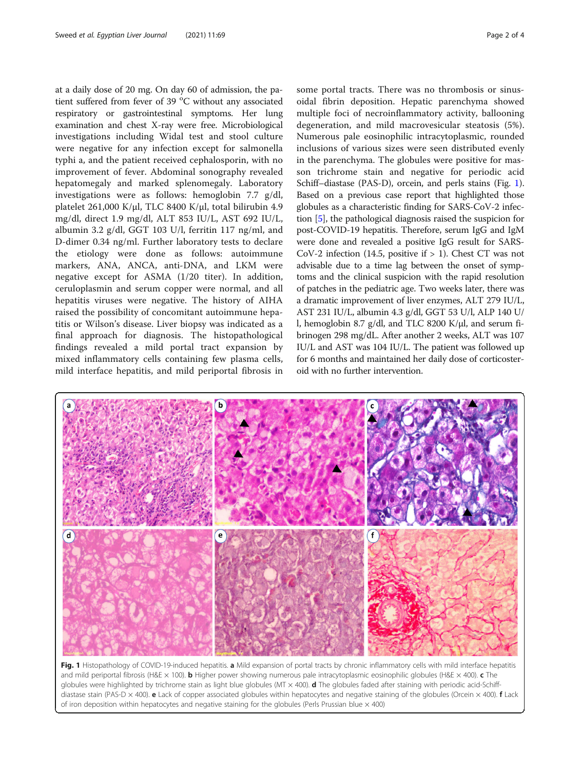at a daily dose of 20 mg. On day 60 of admission, the patient suffered from fever of 39 °C without any associated respiratory or gastrointestinal symptoms. Her lung examination and chest X-ray were free. Microbiological investigations including Widal test and stool culture were negative for any infection except for salmonella typhi a, and the patient received cephalosporin, with no improvement of fever. Abdominal sonography revealed hepatomegaly and marked splenomegaly. Laboratory investigations were as follows: hemoglobin 7.7 g/dl, platelet 261,000 K/μl, TLC 8400 K/μl, total bilirubin 4.9 mg/dl, direct 1.9 mg/dl, ALT 853 IU/L, AST 692 IU/L, albumin 3.2 g/dl, GGT 103 U/l, ferritin 117 ng/ml, and D-dimer 0.34 ng/ml. Further laboratory tests to declare the etiology were done as follows: autoimmune markers, ANA, ANCA, anti-DNA, and LKM were negative except for ASMA (1/20 titer). In addition, ceruloplasmin and serum copper were normal, and all hepatitis viruses were negative. The history of AIHA raised the possibility of concomitant autoimmune hepatitis or Wilson's disease. Liver biopsy was indicated as a final approach for diagnosis. The histopathological findings revealed a mild portal tract expansion by mixed inflammatory cells containing few plasma cells, mild interface hepatitis, and mild periportal fibrosis in some portal tracts. There was no thrombosis or sinusoidal fibrin deposition. Hepatic parenchyma showed multiple foci of necroinflammatory activity, ballooning degeneration, and mild macrovesicular steatosis (5%). Numerous pale eosinophilic intracytoplasmic, rounded inclusions of various sizes were seen distributed evenly in the parenchyma. The globules were positive for masson trichrome stain and negative for periodic acid Schiff–diastase (PAS-D), orcein, and perls stains (Fig. 1). Based on a previous case report that highlighted those globules as a characteristic finding for SARS-CoV-2 infection [5], the pathological diagnosis raised the suspicion for post-COVID-19 hepatitis. Therefore, serum IgG and IgM were done and revealed a positive IgG result for SARS-CoV-2 infection (14.5, positive if > 1). Chest CT was not advisable due to a time lag between the onset of symptoms and the clinical suspicion with the rapid resolution of patches in the pediatric age. Two weeks later, there was a dramatic improvement of liver enzymes, ALT 279 IU/L, AST 231 IU/L, albumin 4.3 g/dl, GGT 53 U/l, ALP 140 U/l, hemoglobin 8.7 g/dl, and TLC 8200 K/μl, and serum fibrinogen 298 mg/dL. After another 2 weeks, ALT was 107 IU/L and AST was 104 IU/L. The patient was followed up for 6 months and maintained her daily dose of corticosteroid with no further intervention.

**Fig. 1** Histopathology of COVID-19-induced hepatitis. **a** Mild expansion of portal tracts by chronic inflammatory cells with mild interface hepatitis and mild periportal fibrosis (H&E × 100). **b** Higher power showing numerous pale intracytoplasmic eosinophilic globules (H&E × 400). **c** The globules were highlighted by trichrome stain as light blue globules (MT × 400). **d** The globules faded after staining with periodic acid-Schiff-diastase stain (PAS-D × 400). **e** Lack of copper associated globules within hepatocytes and negative staining of the globules (Orcein × 400). **f** Lack of iron deposition within hepatocytes and negative staining for the globules (Perls Prussian blue × 400)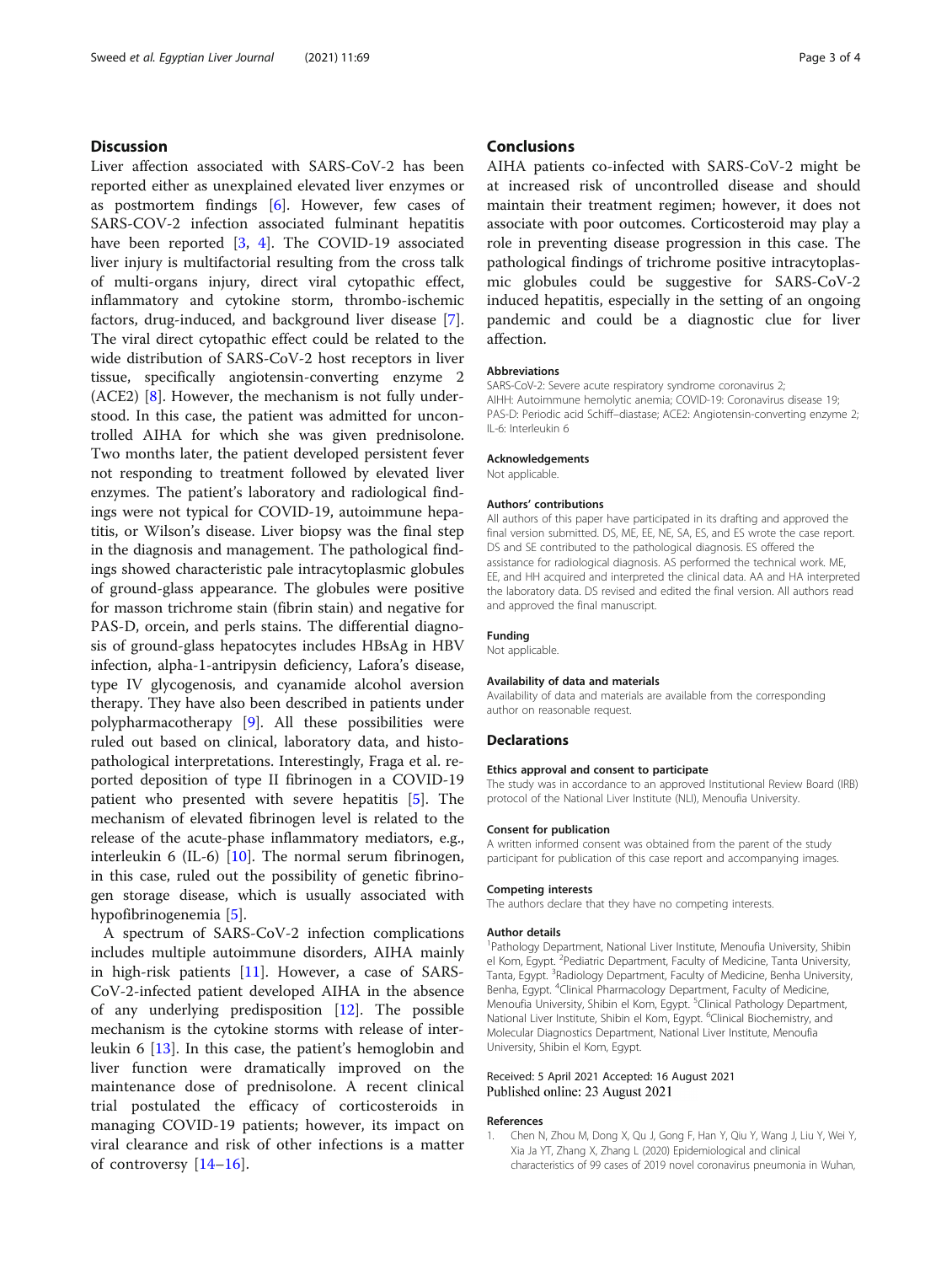## Discussion

Liver affection associated with SARS-CoV-2 has been reported either as unexplained elevated liver enzymes or as postmortem findings [6]. However, few cases of SARS-COV-2 infection associated fulminant hepatitis have been reported [3, 4]. The COVID-19 associated liver injury is multifactorial resulting from the cross talk of multi-organs injury, direct viral cytopathic effect, inflammatory and cytokine storm, thrombo-ischemic factors, drug-induced, and background liver disease [7]. The viral direct cytopathic effect could be related to the wide distribution of SARS-CoV-2 host receptors in liver tissue, specifically angiotensin-converting enzyme 2 (ACE2) [8]. However, the mechanism is not fully understood. In this case, the patient was admitted for uncontrolled AIHA for which she was given prednisolone. Two months later, the patient developed persistent fever not responding to treatment followed by elevated liver enzymes. The patient's laboratory and radiological findings were not typical for COVID-19, autoimmune hepatitis, or Wilson's disease. Liver biopsy was the final step in the diagnosis and management. The pathological findings showed characteristic pale intracytoplasmic globules of ground-glass appearance. The globules were positive for masson trichrome stain (fibrin stain) and negative for PAS-D, orcein, and perls stains. The differential diagnosis of ground-glass hepatocytes includes HBsAg in HBV infection, alpha-1-antripysin deficiency, Lafora's disease, type IV glycogenosis, and cyanamide alcohol aversion therapy. They have also been described in patients under polypharmacotherapy [9]. All these possibilities were ruled out based on clinical, laboratory data, and histopathological interpretations. Interestingly, Fraga et al. reported deposition of type II fibrinogen in a COVID-19 patient who presented with severe hepatitis [5]. The mechanism of elevated fibrinogen level is related to the release of the acute-phase inflammatory mediators, e.g., interleukin 6 (IL-6) [10]. The normal serum fibrinogen, in this case, ruled out the possibility of genetic fibrinogen storage disease, which is usually associated with hypofibrinogenemia [5].

A spectrum of SARS-CoV-2 infection complications includes multiple autoimmune disorders, AIHA mainly in high-risk patients [11]. However, a case of SARS-CoV-2-infected patient developed AIHA in the absence of any underlying predisposition [12]. The possible mechanism is the cytokine storms with release of interleukin 6 [13]. In this case, the patient's hemoglobin and liver function were dramatically improved on the maintenance dose of prednisolone. A recent clinical trial postulated the efficacy of corticosteroids in managing COVID-19 patients; however, its impact on viral clearance and risk of other infections is a matter of controversy [14–16].

## Conclusions

AIHA patients co-infected with SARS-CoV-2 might be at increased risk of uncontrolled disease and should maintain their treatment regimen; however, it does not associate with poor outcomes. Corticosteroid may play a role in preventing disease progression in this case. The pathological findings of trichrome positive intracytoplasmic globules could be suggestive for SARS-CoV-2 induced hepatitis, especially in the setting of an ongoing pandemic and could be a diagnostic clue for liver affection.

### Abbreviations

SARS-CoV-2: Severe acute respiratory syndrome coronavirus 2; AIHH: Autoimmune hemolytic anemia; COVID-19: Coronavirus disease 19; PAS-D: Periodic acid Schiff–diastase; ACE2: Angiotensin-converting enzyme 2; IL-6: Interleukin 6

### Acknowledgements

Not applicable.

### Authors' contributions

All authors of this paper have participated in its drafting and approved the final version submitted. DS, ME, EE, NE, SA, ES, and ES wrote the case report. DS and SE contributed to the pathological diagnosis. ES offered the assistance for radiological diagnosis. AS performed the technical work. ME, EE, and HH acquired and interpreted the clinical data. AA and HA interpreted the laboratory data. DS revised and edited the final version. All authors read and approved the final manuscript.

### Funding

Not applicable.

### Availability of data and materials

Availability of data and materials are available from the corresponding author on reasonable request.

## Declarations

### Ethics approval and consent to participate

The study was in accordance to an approved Institutional Review Board (IRB) protocol of the National Liver Institute (NLI), Menoufia University.

### Consent for publication

A written informed consent was obtained from the parent of the study participant for publication of this case report and accompanying images.

### Competing interests

The authors declare that they have no competing interests.

### Author details

[1]Pathology Department, National Liver Institute, Menoufia University, Shibin el Kom, Egypt. [2]Pediatric Department, Faculty of Medicine, Tanta University, Tanta, Egypt. [3]Radiology Department, Faculty of Medicine, Benha University, Benha, Egypt. [4]Clinical Pharmacology Department, Faculty of Medicine, Menoufia University, Shibin el Kom, Egypt. [5]Clinical Pathology Department, National Liver Institute, Shibin el Kom, Egypt. [6]Clinical Biochemistry, and Molecular Diagnostics Department, National Liver Institute, Menoufia University, Shibin el Kom, Egypt.

Received: 5 April 2021 Accepted: 16 August 2021
Published online: 23 August 2021

### References

1. Chen N, Zhou M, Dong X, Qu J, Gong F, Han Y, Qiu Y, Wang J, Liu Y, Wei Y, Xia Ja YT, Zhang X, Zhang L (2020) Epidemiological and clinical characteristics of 99 cases of 2019 novel coronavirus pneumonia in Wuhan,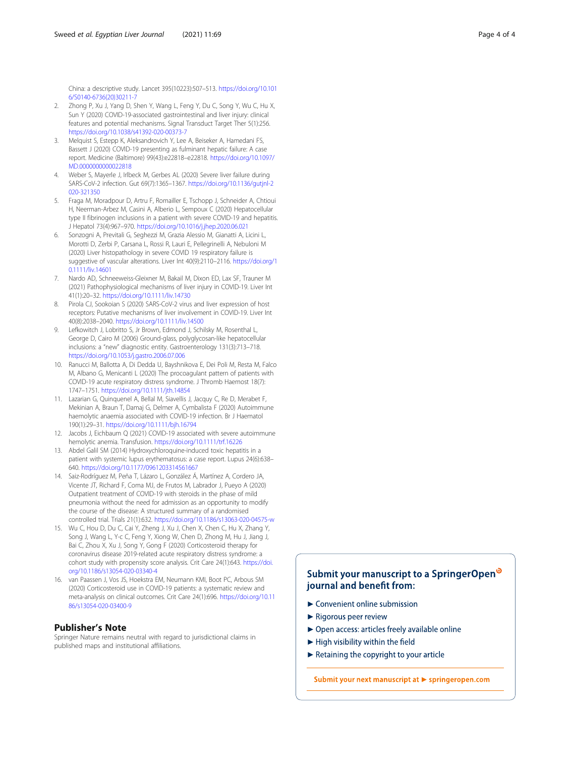China: a descriptive study. Lancet 395(10223):507–513. https://doi.org/10.1016/S0140-6736(20)30211-7

2. Zhong P, Xu J, Yang D, Shen Y, Wang L, Feng Y, Du C, Song Y, Wu C, Hu X, Sun Y (2020) COVID-19-associated gastrointestinal and liver injury: clinical features and potential mechanisms. Signal Transduct Target Ther 5(1):256. https://doi.org/10.1038/s41392-020-00373-7
3. Melquist S, Estepp K, Aleksandrovich Y, Lee A, Beiseker A, Hamedani FS, Bassett J (2020) COVID-19 presenting as fulminant hepatic failure: A case report. Medicine (Baltimore) 99(43):e22818–e22818. https://doi.org/10.1097/MD.0000000000022818
4. Weber S, Mayerle J, Irlbeck M, Gerbes AL (2020) Severe liver failure during SARS-CoV-2 infection. Gut 69(7):1365–1367. https://doi.org/10.1136/gutjnl-2020-321350
5. Fraga M, Moradpour D, Artru F, Romailler E, Tschopp J, Schneider A, Chtioui H, Neerman-Arbez M, Casini A, Alberio L, Sempoux C (2020) Hepatocellular type II fibrinogen inclusions in a patient with severe COVID-19 and hepatitis. J Hepatol 73(4):967–970. https://doi.org/10.1016/j.jhep.2020.06.021
6. Sonzogni A, Previtali G, Seghezzi M, Grazia Alessio M, Gianatti A, Licini L, Morotti D, Zerbi P, Carsana L, Rossi R, Lauri E, Pellegrinelli A, Nebuloni M (2020) Liver histopathology in severe COVID 19 respiratory failure is suggestive of vascular alterations. Liver Int 40(9):2110–2116. https://doi.org/10.1111/liv.14601
7. Nardo AD, Schneeweiss-Gleixner M, Bakail M, Dixon ED, Lax SF, Trauner M (2021) Pathophysiological mechanisms of liver injury in COVID-19. Liver Int 41(1):20–32. https://doi.org/10.1111/liv.14730
8. Pirola CJ, Sookoian S (2020) SARS-CoV-2 virus and liver expression of host receptors: Putative mechanisms of liver involvement in COVID-19. Liver Int 40(8):2038–2040. https://doi.org/10.1111/liv.14500
9. Lefkowitch J, Lobritto S, Jr Brown, Edmond J, Schilsky M, Rosenthal L, George D, Cairo M (2006) Ground-glass, polyglycosan-like hepatocellular inclusions: a "new" diagnostic entity. Gastroenterology 131(3):713–718. https://doi.org/10.1053/j.gastro.2006.07.006
10. Ranucci M, Ballotta A, Di Dedda U, Bayshnikova E, Dei Poli M, Resta M, Falco M, Albano G, Menicanti L (2020) The procoagulant pattern of patients with COVID-19 acute respiratory distress syndrome. J Thromb Haemost 18(7):1747–1751. https://doi.org/10.1111/jth.14854
11. Lazarian G, Quinquenel A, Bellal M, Siavellis J, Jacquy C, Re D, Merabet F, Mekinian A, Braun T, Damaj G, Delmer A, Cymbalista F (2020) Autoimmune haemolytic anaemia associated with COVID-19 infection. Br J Haematol 190(1):29–31. https://doi.org/10.1111/bjh.16794
12. Jacobs J, Eichbaum Q (2021) COVID-19 associated with severe autoimmune hemolytic anemia. Transfusion. https://doi.org/10.1111/trf.16226
13. Abdel Galil SM (2014) Hydroxychloroquine-induced toxic hepatitis in a patient with systemic lupus erythematosus: a case report. Lupus 24(6):638–640. https://doi.org/10.1177/0961203314561667
14. Saiz-Rodríguez M, Peña T, Lázaro L, González Á, Martínez A, Cordero JA, Vicente JT, Richard F, Coma MJ, de Frutos M, Labrador J, Pueyo A (2020) Outpatient treatment of COVID-19 with steroids in the phase of mild pneumonia without the need for admission as an opportunity to modify the course of the disease: A structured summary of a randomised controlled trial. Trials 21(1):632. https://doi.org/10.1186/s13063-020-04575-w
15. Wu C, Hou D, Du C, Cai Y, Zheng J, Xu J, Chen X, Chen C, Hu X, Zhang Y, Song J, Wang L, Y-c C, Feng Y, Xiong W, Chen D, Zhong M, Hu J, Jiang J, Bai C, Zhou X, Xu J, Song Y, Gong F (2020) Corticosteroid therapy for coronavirus disease 2019-related acute respiratory distress syndrome: a cohort study with propensity score analysis. Crit Care 24(1):643. https://doi.org/10.1186/s13054-020-03340-4
16. van Paassen J, Vos JS, Hoekstra EM, Neumann KMI, Boot PC, Arbous SM (2020) Corticosteroid use in COVID-19 patients: a systematic review and meta-analysis on clinical outcomes. Crit Care 24(1):696. https://doi.org/10.1186/s13054-020-03400-9

## Publisher's Note

Springer Nature remains neutral with regard to jurisdictional claims in published maps and institutional affiliations.

**Submit your manuscript to a SpringerOpen journal and benefit from:**

- Convenient online submission
- Rigorous peer review
- Open access: articles freely available online
- High visibility within the field
- Retaining the copyright to your article

**Submit your next manuscript at ▶ springeropen.com**